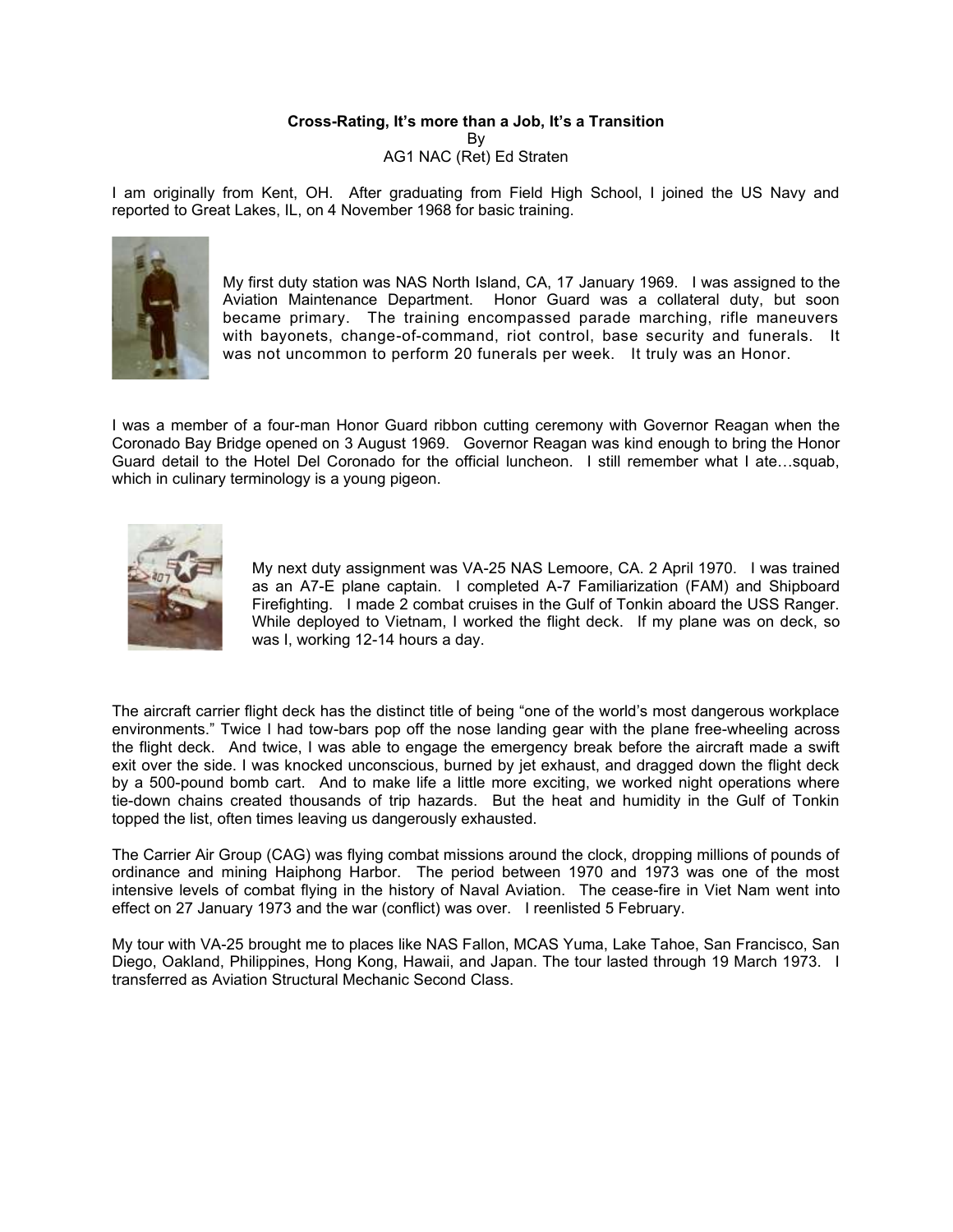**Cross-Rating, It's more than a Job, It's a Transition**

By

AG1 NAC (Ret) Ed Straten

I am originally from Kent, OH. After graduating from Field High School, I joined the US Navy and reported to Great Lakes, IL, on 4 November 1968 for basic training.

My first duty station was NAS North Island, CA, 17 January 1969. I was assigned to the Aviation Maintenance Department. Honor Guard was a collateral duty, but soon became primary. The training encompassed parade marching, rifle maneuvers with bayonets, change-of-command, riot control, base security and funerals. It was not uncommon to perform 20 funerals per week. It truly was an Honor.

I was a member of a four-man Honor Guard ribbon cutting ceremony with Governor Reagan when the Coronado Bay Bridge opened on 3 August 1969. Governor Reagan was kind enough to bring the Honor Guard detail to the Hotel Del Coronado for the official luncheon. I still remember what I ate…squab, which in culinary terminology is a young pigeon.

My next duty assignment was VA-25 NAS Lemoore, CA. 2 April 1970. I was trained as an A7-E plane captain. I completed A-7 Familiarization (FAM) and Shipboard Firefighting. I made 2 combat cruises in the Gulf of Tonkin aboard the USS Ranger. While deployed to Vietnam, I worked the flight deck. If my plane was on deck, so was I, working 12-14 hours a day.

The aircraft carrier flight deck has the distinct title of being "one of the world's most dangerous workplace environments." Twice I had tow-bars pop off the nose landing gear with the plane free-wheeling across the flight deck. And twice, I was able to engage the emergency break before the aircraft made a swift exit over the side. I was knocked unconscious, burned by jet exhaust, and dragged down the flight deck by a 500-pound bomb cart. And to make life a little more exciting, we worked night operations where tie-down chains created thousands of trip hazards. But the heat and humidity in the Gulf of Tonkin topped the list, often times leaving us dangerously exhausted.

The Carrier Air Group (CAG) was flying combat missions around the clock, dropping millions of pounds of ordinance and mining Haiphong Harbor. The period between 1970 and 1973 was one of the most intensive levels of combat flying in the history of Naval Aviation. The cease-fire in Viet Nam went into effect on 27 January 1973 and the war (conflict) was over. I reenlisted 5 February.

My tour with VA-25 brought me to places like NAS Fallon, MCAS Yuma, Lake Tahoe, San Francisco, San Diego, Oakland, Philippines, Hong Kong, Hawaii, and Japan. The tour lasted through 19 March 1973. I transferred as Aviation Structural Mechanic Second Class.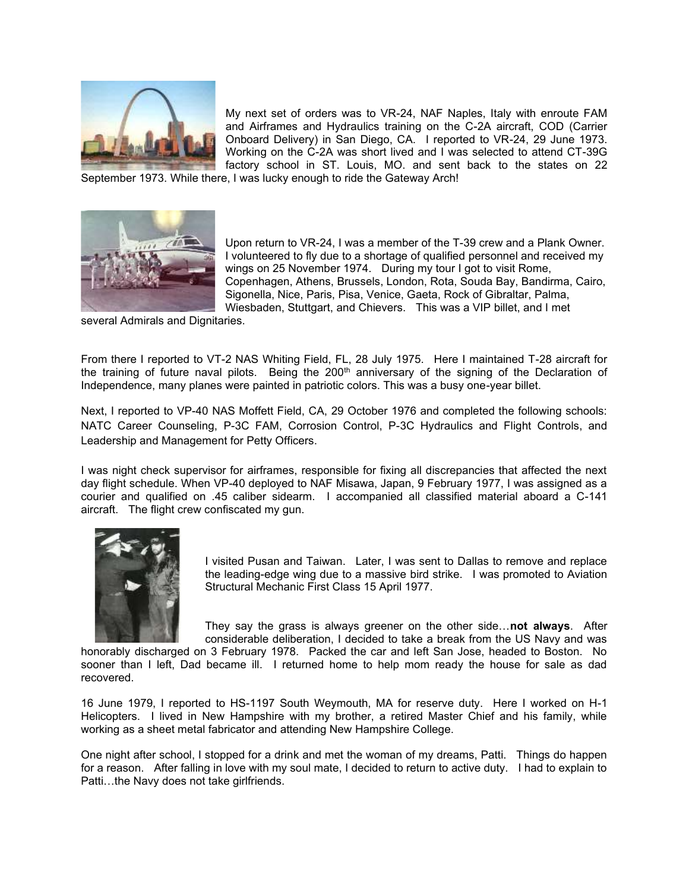My next set of orders was to VR-24, NAF Naples, Italy with enroute FAM and Airframes and Hydraulics training on the C-2A aircraft, COD (Carrier Onboard Delivery) in San Diego, CA. I reported to VR-24, 29 June 1973. Working on the C-2A was short lived and I was selected to attend CT-39G factory school in ST. Louis, MO. and sent back to the states on 22 September 1973. While there, I was lucky enough to ride the Gateway Arch!

Upon return to VR-24, I was a member of the T-39 crew and a Plank Owner. I volunteered to fly due to a shortage of qualified personnel and received my wings on 25 November 1974. During my tour I got to visit Rome, Copenhagen, Athens, Brussels, London, Rota, Souda Bay, Bandirma, Cairo, Sigonella, Nice, Paris, Pisa, Venice, Gaeta, Rock of Gibraltar, Palma, Wiesbaden, Stuttgart, and Chievers. This was a VIP billet, and I met several Admirals and Dignitaries.

From there I reported to VT-2 NAS Whiting Field, FL, 28 July 1975. Here I maintained T-28 aircraft for the training of future naval pilots. Being the 200th anniversary of the signing of the Declaration of Independence, many planes were painted in patriotic colors. This was a busy one-year billet.

Next, I reported to VP-40 NAS Moffett Field, CA, 29 October 1976 and completed the following schools: NATC Career Counseling, P-3C FAM, Corrosion Control, P-3C Hydraulics and Flight Controls, and Leadership and Management for Petty Officers.

I was night check supervisor for airframes, responsible for fixing all discrepancies that affected the next day flight schedule. When VP-40 deployed to NAF Misawa, Japan, 9 February 1977, I was assigned as a courier and qualified on .45 caliber sidearm. I accompanied all classified material aboard a C-141 aircraft. The flight crew confiscated my gun.

I visited Pusan and Taiwan. Later, I was sent to Dallas to remove and replace the leading-edge wing due to a massive bird strike. I was promoted to Aviation Structural Mechanic First Class 15 April 1977.

They say the grass is always greener on the other side…**not always**. After considerable deliberation, I decided to take a break from the US Navy and was honorably discharged on 3 February 1978. Packed the car and left San Jose, headed to Boston. No sooner than I left, Dad became ill. I returned home to help mom ready the house for sale as dad recovered.

16 June 1979, I reported to HS-1197 South Weymouth, MA for reserve duty. Here I worked on H-1 Helicopters. I lived in New Hampshire with my brother, a retired Master Chief and his family, while working as a sheet metal fabricator and attending New Hampshire College.

One night after school, I stopped for a drink and met the woman of my dreams, Patti. Things do happen for a reason. After falling in love with my soul mate, I decided to return to active duty. I had to explain to Patti…the Navy does not take girlfriends.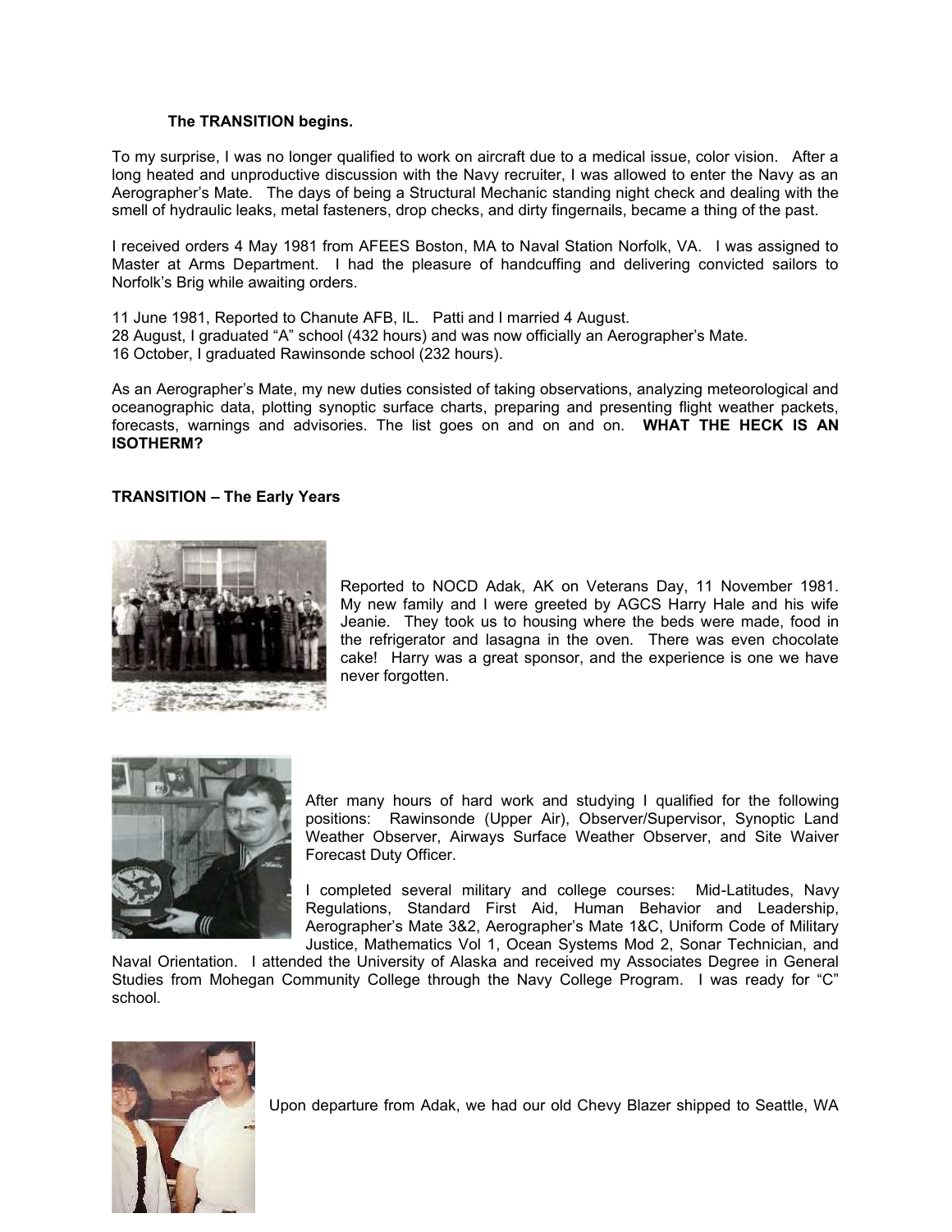**The TRANSITION begins.**

To my surprise, I was no longer qualified to work on aircraft due to a medical issue, color vision. After a long heated and unproductive discussion with the Navy recruiter, I was allowed to enter the Navy as an Aerographer's Mate. The days of being a Structural Mechanic standing night check and dealing with the smell of hydraulic leaks, metal fasteners, drop checks, and dirty fingernails, became a thing of the past.

I received orders 4 May 1981 from AFEES Boston, MA to Naval Station Norfolk, VA. I was assigned to Master at Arms Department. I had the pleasure of handcuffing and delivering convicted sailors to Norfolk's Brig while awaiting orders.

11 June 1981, Reported to Chanute AFB, IL. Patti and I married 4 August.
28 August, I graduated "A" school (432 hours) and was now officially an Aerographer's Mate.
16 October, I graduated Rawinsonde school (232 hours).

As an Aerographer's Mate, my new duties consisted of taking observations, analyzing meteorological and oceanographic data, plotting synoptic surface charts, preparing and presenting flight weather packets, forecasts, warnings and advisories. The list goes on and on and on. **WHAT THE HECK IS AN ISOTHERM?**

**TRANSITION – The Early Years**

Reported to NOCD Adak, AK on Veterans Day, 11 November 1981. My new family and I were greeted by AGCS Harry Hale and his wife Jeanie. They took us to housing where the beds were made, food in the refrigerator and lasagna in the oven. There was even chocolate cake! Harry was a great sponsor, and the experience is one we have never forgotten.

After many hours of hard work and studying I qualified for the following positions: Rawinsonde (Upper Air), Observer/Supervisor, Synoptic Land Weather Observer, Airways Surface Weather Observer, and Site Waiver Forecast Duty Officer.

I completed several military and college courses: Mid-Latitudes, Navy Regulations, Standard First Aid, Human Behavior and Leadership, Aerographer's Mate 3&2, Aerographer's Mate 1&C, Uniform Code of Military Justice, Mathematics Vol 1, Ocean Systems Mod 2, Sonar Technician, and Naval Orientation. I attended the University of Alaska and received my Associates Degree in General Studies from Mohegan Community College through the Navy College Program. I was ready for "C" school.

Upon departure from Adak, we had our old Chevy Blazer shipped to Seattle, WA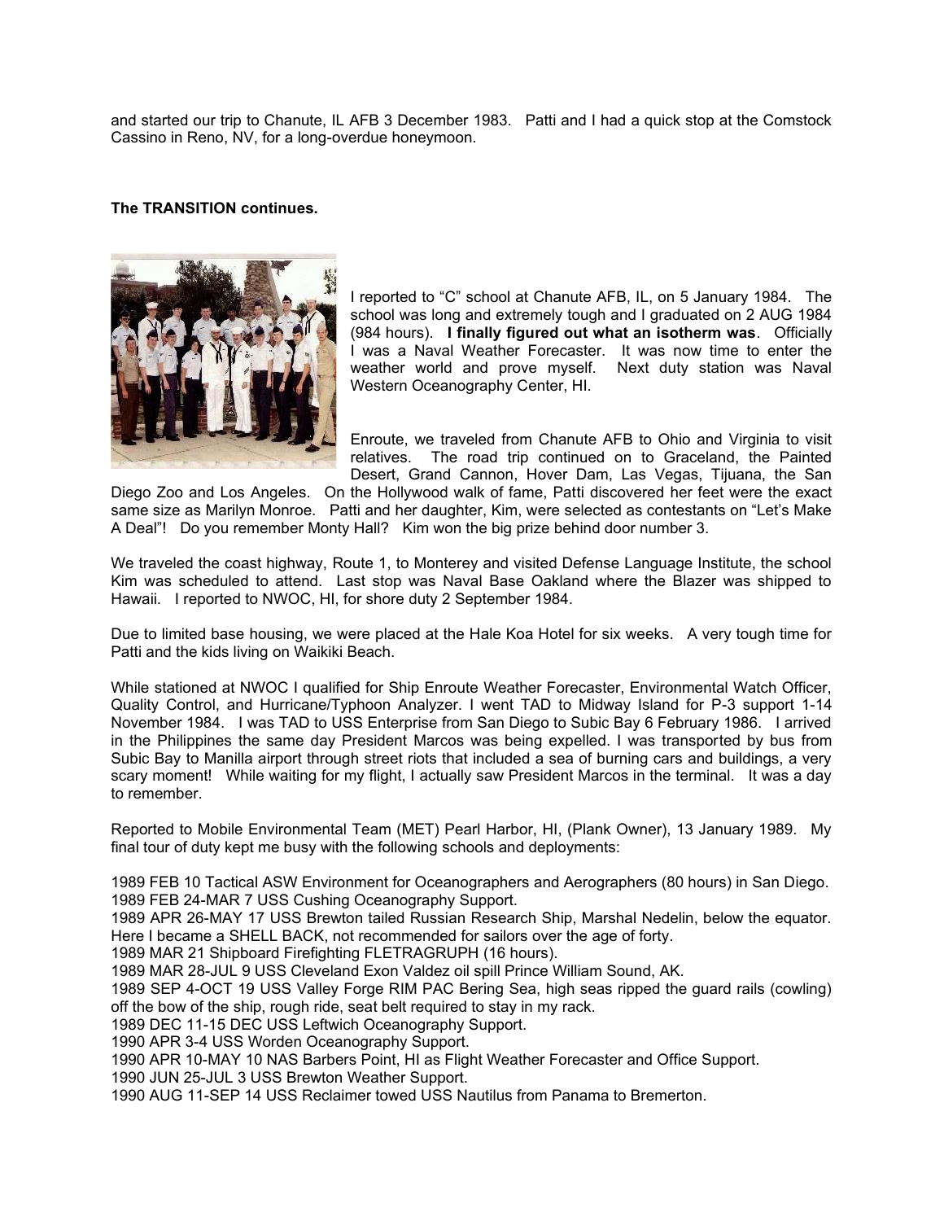and started our trip to Chanute, IL AFB 3 December 1983. Patti and I had a quick stop at the Comstock Cassino in Reno, NV, for a long-overdue honeymoon.

**The TRANSITION continues.**

I reported to "C" school at Chanute AFB, IL, on 5 January 1984. The school was long and extremely tough and I graduated on 2 AUG 1984 (984 hours). **I finally figured out what an isotherm was**. Officially I was a Naval Weather Forecaster. It was now time to enter the weather world and prove myself. Next duty station was Naval Western Oceanography Center, HI.

Enroute, we traveled from Chanute AFB to Ohio and Virginia to visit relatives. The road trip continued on to Graceland, the Painted Desert, Grand Cannon, Hover Dam, Las Vegas, Tijuana, the San Diego Zoo and Los Angeles. On the Hollywood walk of fame, Patti discovered her feet were the exact same size as Marilyn Monroe. Patti and her daughter, Kim, were selected as contestants on "Let's Make A Deal"! Do you remember Monty Hall? Kim won the big prize behind door number 3.

We traveled the coast highway, Route 1, to Monterey and visited Defense Language Institute, the school Kim was scheduled to attend. Last stop was Naval Base Oakland where the Blazer was shipped to Hawaii. I reported to NWOC, HI, for shore duty 2 September 1984.

Due to limited base housing, we were placed at the Hale Koa Hotel for six weeks. A very tough time for Patti and the kids living on Waikiki Beach.

While stationed at NWOC I qualified for Ship Enroute Weather Forecaster, Environmental Watch Officer, Quality Control, and Hurricane/Typhoon Analyzer. I went TAD to Midway Island for P-3 support 1-14 November 1984. I was TAD to USS Enterprise from San Diego to Subic Bay 6 February 1986. I arrived in the Philippines the same day President Marcos was being expelled. I was transported by bus from Subic Bay to Manilla airport through street riots that included a sea of burning cars and buildings, a very scary moment! While waiting for my flight, I actually saw President Marcos in the terminal. It was a day to remember.

Reported to Mobile Environmental Team (MET) Pearl Harbor, HI, (Plank Owner), 13 January 1989. My final tour of duty kept me busy with the following schools and deployments:

1989 FEB 10 Tactical ASW Environment for Oceanographers and Aerographers (80 hours) in San Diego.
1989 FEB 24-MAR 7 USS Cushing Oceanography Support.
1989 APR 26-MAY 17 USS Brewton tailed Russian Research Ship, Marshal Nedelin, below the equator. Here I became a SHELL BACK, not recommended for sailors over the age of forty.
1989 MAR 21 Shipboard Firefighting FLETRAGRUPH (16 hours).
1989 MAR 28-JUL 9 USS Cleveland Exon Valdez oil spill Prince William Sound, AK.
1989 SEP 4-OCT 19 USS Valley Forge RIM PAC Bering Sea, high seas ripped the guard rails (cowling) off the bow of the ship, rough ride, seat belt required to stay in my rack.
1989 DEC 11-15 DEC USS Leftwich Oceanography Support.
1990 APR 3-4 USS Worden Oceanography Support.
1990 APR 10-MAY 10 NAS Barbers Point, HI as Flight Weather Forecaster and Office Support.
1990 JUN 25-JUL 3 USS Brewton Weather Support.
1990 AUG 11-SEP 14 USS Reclaimer towed USS Nautilus from Panama to Bremerton.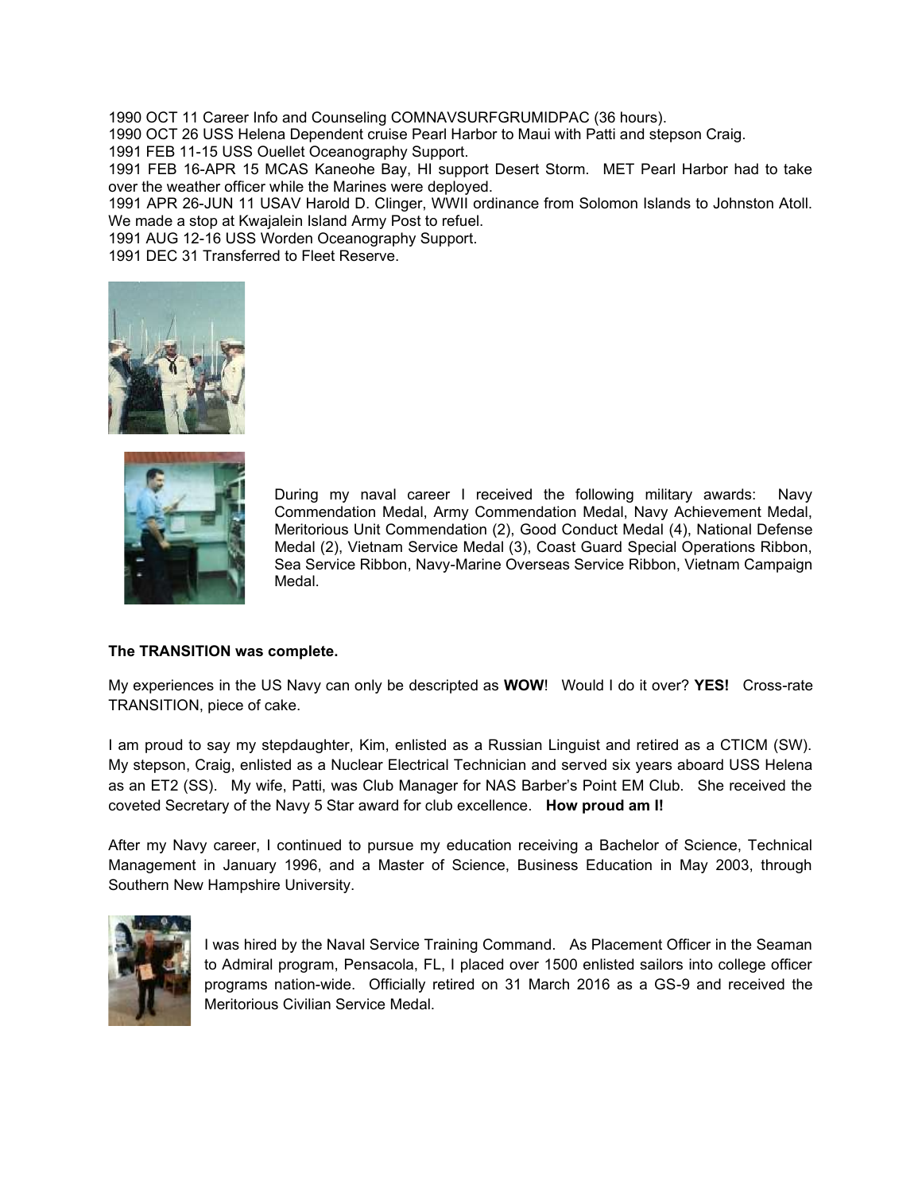1990 OCT 11 Career Info and Counseling COMNAVSURFGRUMIDPAC (36 hours).
1990 OCT 26 USS Helena Dependent cruise Pearl Harbor to Maui with Patti and stepson Craig.
1991 FEB 11-15 USS Ouellet Oceanography Support.
1991 FEB 16-APR 15 MCAS Kaneohe Bay, HI support Desert Storm. MET Pearl Harbor had to take over the weather officer while the Marines were deployed.
1991 APR 26-JUN 11 USAV Harold D. Clinger, WWII ordinance from Solomon Islands to Johnston Atoll. We made a stop at Kwajalein Island Army Post to refuel.
1991 AUG 12-16 USS Worden Oceanography Support.
1991 DEC 31 Transferred to Fleet Reserve.

During my naval career I received the following military awards: Navy Commendation Medal, Army Commendation Medal, Navy Achievement Medal, Meritorious Unit Commendation (2), Good Conduct Medal (4), National Defense Medal (2), Vietnam Service Medal (3), Coast Guard Special Operations Ribbon, Sea Service Ribbon, Navy-Marine Overseas Service Ribbon, Vietnam Campaign Medal.

**The TRANSITION was complete.**

My experiences in the US Navy can only be descripted as **WOW**! Would I do it over? **YES!** Cross-rate TRANSITION, piece of cake.

I am proud to say my stepdaughter, Kim, enlisted as a Russian Linguist and retired as a CTICM (SW). My stepson, Craig, enlisted as a Nuclear Electrical Technician and served six years aboard USS Helena as an ET2 (SS). My wife, Patti, was Club Manager for NAS Barber's Point EM Club. She received the coveted Secretary of the Navy 5 Star award for club excellence. **How proud am I!**

After my Navy career, I continued to pursue my education receiving a Bachelor of Science, Technical Management in January 1996, and a Master of Science, Business Education in May 2003, through Southern New Hampshire University.

I was hired by the Naval Service Training Command. As Placement Officer in the Seaman to Admiral program, Pensacola, FL, I placed over 1500 enlisted sailors into college officer programs nation-wide. Officially retired on 31 March 2016 as a GS-9 and received the Meritorious Civilian Service Medal.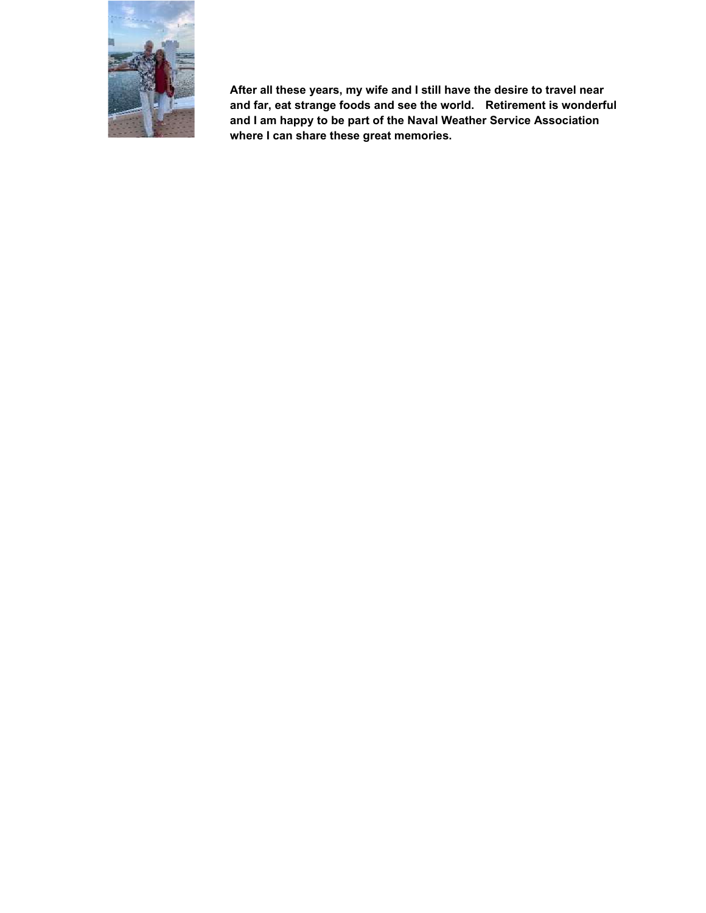**After all these years, my wife and I still have the desire to travel near and far, eat strange foods and see the world. Retirement is wonderful and I am happy to be part of the Naval Weather Service Association where I can share these great memories.**